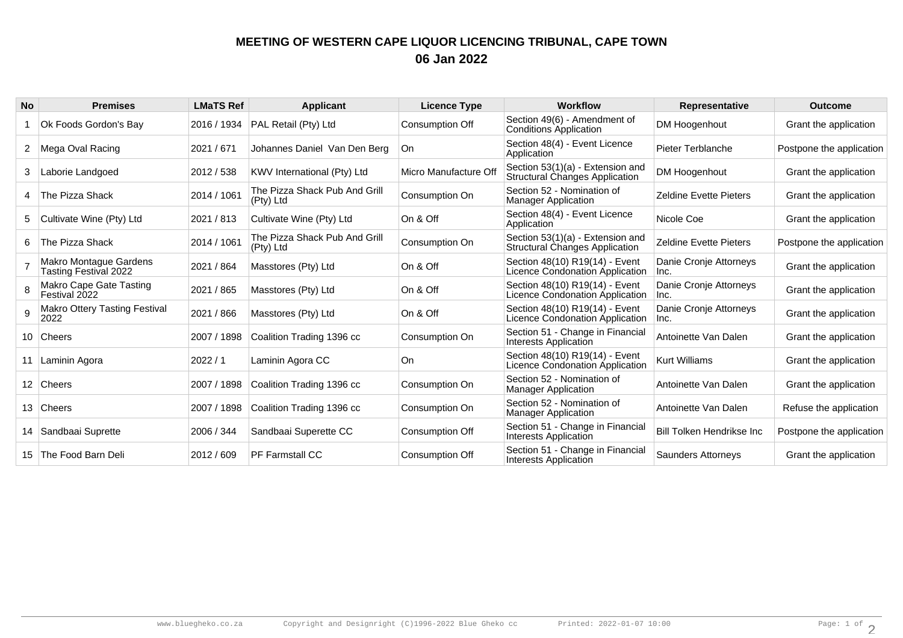# MEETING OF WESTERN CAPE LIQUOR LICENCING TRIBUNAL, CAPE TOWN

## 06 Jan 2022

| No | Premises | LMaTS Ref | Applicant | Licence Type | Workflow | Representative | Outcome |
|---|---|---|---|---|---|---|---|
| 1 | Ok Foods Gordon's Bay | 2016 / 1934 | PAL Retail (Pty) Ltd | Consumption Off | Section 49(6) - Amendment of Conditions Application | DM Hoogenhout | Grant the application |
| 2 | Mega Oval Racing | 2021 / 671 | Johannes Daniel Van Den Berg | On | Section 48(4) - Event Licence Application | Pieter Terblanche | Postpone the application |
| 3 | Laborie Landgoed | 2012 / 538 | KWV International (Pty) Ltd | Micro Manufacture Off | Section 53(1)(a) - Extension and Structural Changes Application | DM Hoogenhout | Grant the application |
| 4 | The Pizza Shack | 2014 / 1061 | The Pizza Shack Pub And Grill (Pty) Ltd | Consumption On | Section 52 - Nomination of Manager Application | Zeldine Evette Pieters | Grant the application |
| 5 | Cultivate Wine (Pty) Ltd | 2021 / 813 | Cultivate Wine (Pty) Ltd | On & Off | Section 48(4) - Event Licence Application | Nicole Coe | Grant the application |
| 6 | The Pizza Shack | 2014 / 1061 | The Pizza Shack Pub And Grill (Pty) Ltd | Consumption On | Section 53(1)(a) - Extension and Structural Changes Application | Zeldine Evette Pieters | Postpone the application |
| 7 | Makro Montague Gardens Tasting Festival 2022 | 2021 / 864 | Masstores (Pty) Ltd | On & Off | Section 48(10) R19(14) - Event Licence Condonation Application | Danie Cronje Attorneys Inc. | Grant the application |
| 8 | Makro Cape Gate Tasting Festival 2022 | 2021 / 865 | Masstores (Pty) Ltd | On & Off | Section 48(10) R19(14) - Event Licence Condonation Application | Danie Cronje Attorneys Inc. | Grant the application |
| 9 | Makro Ottery Tasting Festival 2022 | 2021 / 866 | Masstores (Pty) Ltd | On & Off | Section 48(10) R19(14) - Event Licence Condonation Application | Danie Cronje Attorneys Inc. | Grant the application |
| 10 | Cheers | 2007 / 1898 | Coalition Trading 1396 cc | Consumption On | Section 51 - Change in Financial Interests Application | Antoinette Van Dalen | Grant the application |
| 11 | Laminin Agora | 2022 / 1 | Laminin Agora CC | On | Section 48(10) R19(14) - Event Licence Condonation Application | Kurt Williams | Grant the application |
| 12 | Cheers | 2007 / 1898 | Coalition Trading 1396 cc | Consumption On | Section 52 - Nomination of Manager Application | Antoinette Van Dalen | Grant the application |
| 13 | Cheers | 2007 / 1898 | Coalition Trading 1396 cc | Consumption On | Section 52 - Nomination of Manager Application | Antoinette Van Dalen | Refuse the application |
| 14 | Sandbaai Suprette | 2006 / 344 | Sandbaai Superette CC | Consumption Off | Section 51 - Change in Financial Interests Application | Bill Tolken Hendrikse Inc | Postpone the application |
| 15 | The Food Barn Deli | 2012 / 609 | PF Farmstall CC | Consumption Off | Section 51 - Change in Financial Interests Application | Saunders Attorneys | Grant the application |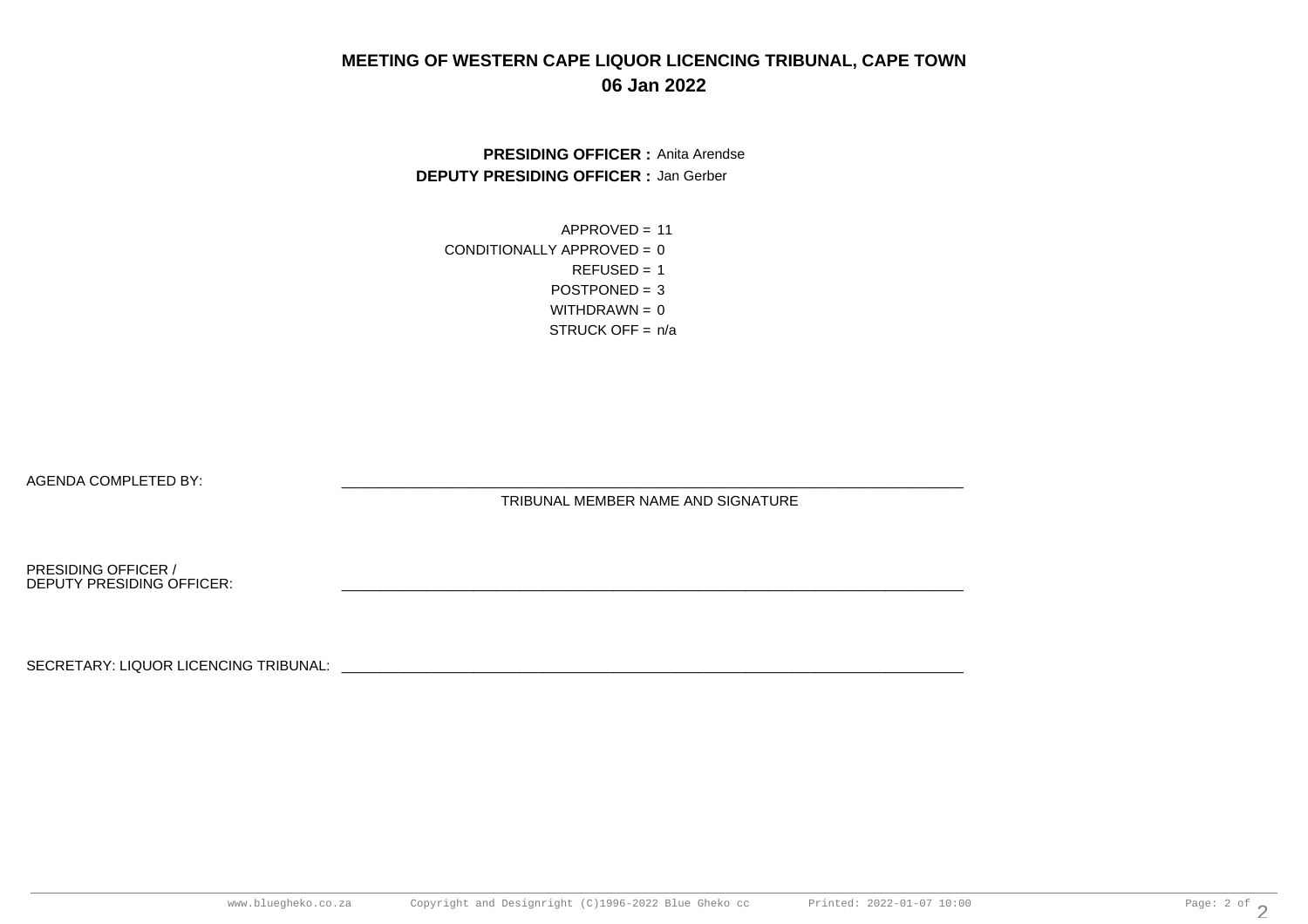**MEETING OF WESTERN CAPE LIQUOR LICENCING TRIBUNAL, CAPE TOWN**
**06 Jan 2022**

**PRESIDING OFFICER :** Anita Arendse
**DEPUTY PRESIDING OFFICER :** Jan Gerber

APPROVED = 11
CONDITIONALLY APPROVED = 0
REFUSED = 1
POSTPONED = 3
WITHDRAWN = 0
STRUCK OFF = n/a

AGENDA COMPLETED BY: ______________________________________________
TRIBUNAL MEMBER NAME AND SIGNATURE

PRESIDING OFFICER /
DEPUTY PRESIDING OFFICER: ______________________________________________

SECRETARY: LIQUOR LICENCING TRIBUNAL: ______________________________________________